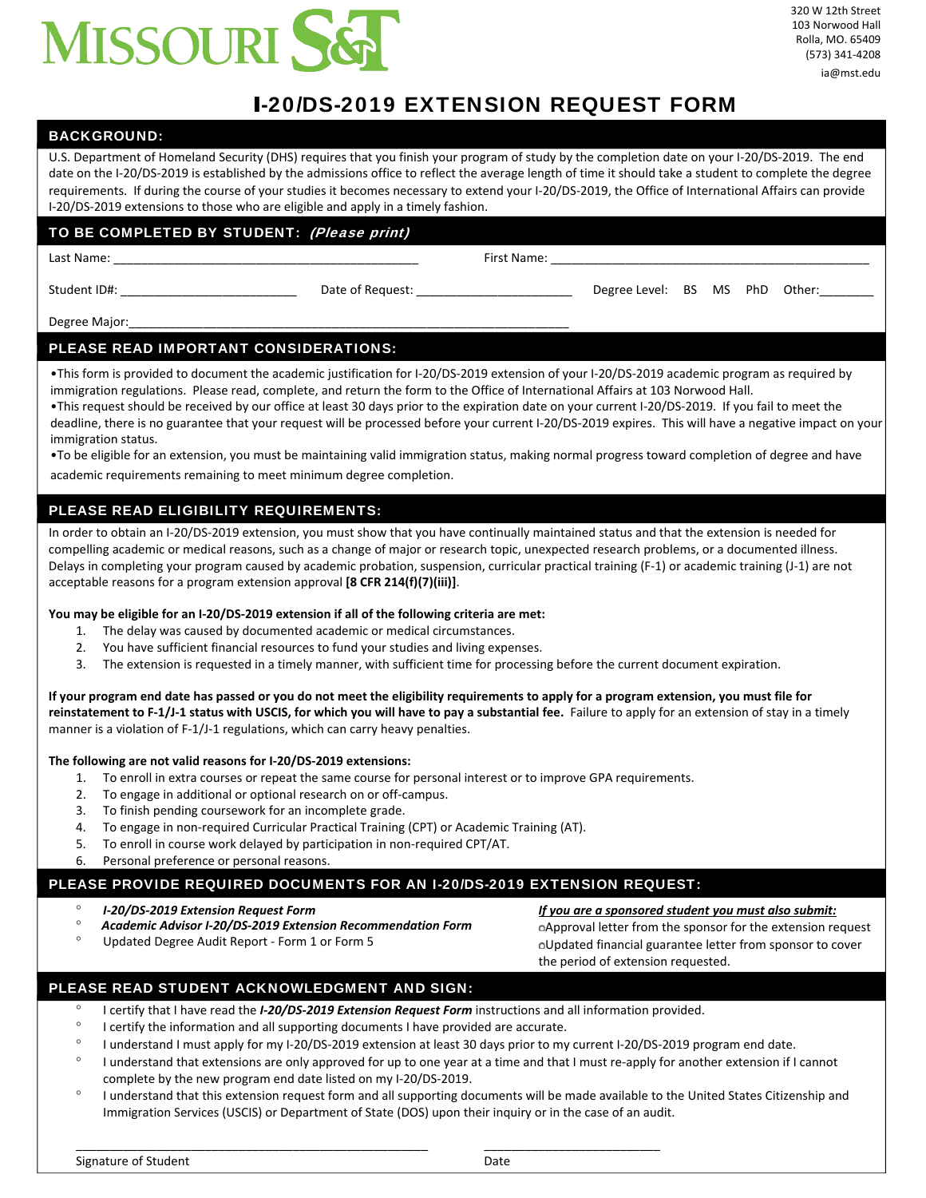MISSOURI S&T

320 W 12th Street
103 Norwood Hall
Rolla, MO. 65409
(573) 341-4208
ia@mst.edu

# I-20/DS-2019 EXTENSION REQUEST FORM

## BACKGROUND:

U.S. Department of Homeland Security (DHS) requires that you finish your program of study by the completion date on your I-20/DS-2019. The end date on the I-20/DS-2019 is established by the admissions office to reflect the average length of time it should take a student to complete the degree requirements. If during the course of your studies it becomes necessary to extend your I-20/DS-2019, the Office of International Affairs can provide I-20/DS-2019 extensions to those who are eligible and apply in a timely fashion.

## TO BE COMPLETED BY STUDENT: *(Please print)*

Last Name: ___________________________________________ First Name: _____________________________________________

Student ID#: _________________________ Date of Request: ______________________ Degree Level: BS MS PhD Other:________

Degree Major:_________________________________________________________________

## PLEASE READ IMPORTANT CONSIDERATIONS:

- This form is provided to document the academic justification for I-20/DS-2019 extension of your I-20/DS-2019 academic program as required by immigration regulations. Please read, complete, and return the form to the Office of International Affairs at 103 Norwood Hall.
- This request should be received by our office at least 30 days prior to the expiration date on your current I-20/DS-2019. If you fail to meet the deadline, there is no guarantee that your request will be processed before your current I-20/DS-2019 expires. This will have a negative impact on your immigration status.
- To be eligible for an extension, you must be maintaining valid immigration status, making normal progress toward completion of degree and have academic requirements remaining to meet minimum degree completion.

## PLEASE READ ELIGIBILITY REQUIREMENTS:

In order to obtain an I-20/DS-2019 extension, you must show that you have continually maintained status and that the extension is needed for compelling academic or medical reasons, such as a change of major or research topic, unexpected research problems, or a documented illness. Delays in completing your program caused by academic probation, suspension, curricular practical training (F-1) or academic training (J-1) are not acceptable reasons for a program extension approval **[8 CFR 214(f)(7)(iii)]**.

**You may be eligible for an I-20/DS-2019 extension if all of the following criteria are met:**

1. The delay was caused by documented academic or medical circumstances.
2. You have sufficient financial resources to fund your studies and living expenses.
3. The extension is requested in a timely manner, with sufficient time for processing before the current document expiration.

**If your program end date has passed or you do not meet the eligibility requirements to apply for a program extension, you must file for reinstatement to F-1/J-1 status with USCIS, for which you will have to pay a substantial fee.** Failure to apply for an extension of stay in a timely manner is a violation of F-1/J-1 regulations, which can carry heavy penalties.

**The following are not valid reasons for I-20/DS-2019 extensions:**

1. To enroll in extra courses or repeat the same course for personal interest or to improve GPA requirements.
2. To engage in additional or optional research on or off-campus.
3. To finish pending coursework for an incomplete grade.
4. To engage in non-required Curricular Practical Training (CPT) or Academic Training (AT).
5. To enroll in course work delayed by participation in non-required CPT/AT.
6. Personal preference or personal reasons.

## PLEASE PROVIDE REQUIRED DOCUMENTS FOR AN I-20/DS-2019 EXTENSION REQUEST:

- ***I-20/DS-2019 Extension Request Form***
- ***Academic Advisor I-20/DS-2019 Extension Recommendation Form***
- Updated Degree Audit Report - Form 1 or Form 5

***If you are a sponsored student you must also submit:***

- Approval letter from the sponsor for the extension request
- Updated financial guarantee letter from sponsor to cover the period of extension requested.

## PLEASE READ STUDENT ACKNOWLEDGMENT AND SIGN:

- I certify that I have read the ***I-20/DS-2019 Extension Request Form*** instructions and all information provided.
- I certify the information and all supporting documents I have provided are accurate.
- I understand I must apply for my I-20/DS-2019 extension at least 30 days prior to my current I-20/DS-2019 program end date.
- I understand that extensions are only approved for up to one year at a time and that I must re-apply for another extension if I cannot complete by the new program end date listed on my I-20/DS-2019.
- I understand that this extension request form and all supporting documents will be made available to the United States Citizenship and Immigration Services (USCIS) or Department of State (DOS) upon their inquiry or in the case of an audit.

_____________________________________________________ __________________________

Signature of Student Date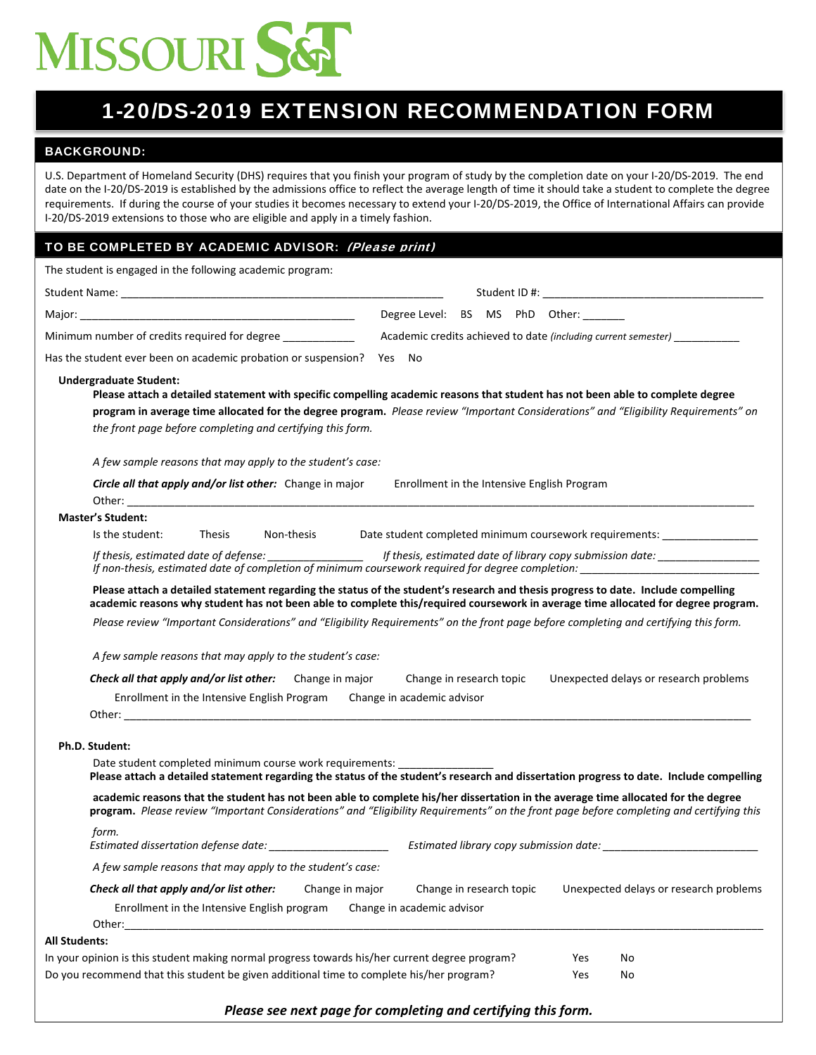MISSOURI S&T

# 1-20/DS-2019 EXTENSION RECOMMENDATION FORM

## BACKGROUND:

U.S. Department of Homeland Security (DHS) requires that you finish your program of study by the completion date on your I-20/DS-2019. The end date on the I-20/DS-2019 is established by the admissions office to reflect the average length of time it should take a student to complete the degree requirements. If during the course of your studies it becomes necessary to extend your I-20/DS-2019, the Office of International Affairs can provide I-20/DS-2019 extensions to those who are eligible and apply in a timely fashion.

## TO BE COMPLETED BY ACADEMIC ADVISOR: *(Please print)*

The student is engaged in the following academic program:

Student Name: ______________________________________________ Student ID #: ____________________________________

Major: ______________________________________________ Degree Level: BS MS PhD Other: _______

Minimum number of credits required for degree ____________ Academic credits achieved to date *(including current semester)* ___________

Has the student ever been on academic probation or suspension? Yes No

**Undergraduate Student:**

**Please attach a detailed statement with specific compelling academic reasons that student has not been able to complete degree program in average time allocated for the degree program.** *Please review "Important Considerations" and "Eligibility Requirements" on the front page before completing and certifying this form.*

*A few sample reasons that may apply to the student's case:*

***Circle all that apply and/or list other:*** Change in major    Enrollment in the Intensive English Program

Other: ____________________________________________________________________________________________

**Master's Student:**

Is the student: Thesis Non-thesis Date student completed minimum coursework requirements: ________________

*If thesis, estimated date of defense:* ________________ *If thesis, estimated date of library copy submission date:* ________________
*If non-thesis, estimated date of completion of minimum coursework required for degree completion:* ______________________________

**Please attach a detailed statement regarding the status of the student's research and thesis progress to date. Include compelling academic reasons why student has not been able to complete this/required coursework in average time allocated for degree program.**

*Please review "Important Considerations" and "Eligibility Requirements" on the front page before completing and certifying this form.*

*A few sample reasons that may apply to the student's case:*

***Check all that apply and/or list other:*** Change in major    Change in research topic    Unexpected delays or research problems

Enrollment in the Intensive English Program    Change in academic advisor

Other: ____________________________________________________________________________________________

**Ph.D. Student:**

Date student completed minimum course work requirements: ________________

**Please attach a detailed statement regarding the status of the student's research and dissertation progress to date. Include compelling academic reasons that the student has not been able to complete his/her dissertation in the average time allocated for the degree program.** *Please review "Important Considerations" and "Eligibility Requirements" on the front page before completing and certifying this form.*

*Estimated dissertation defense date:* ____________________ *Estimated library copy submission date:* __________________________

*A few sample reasons that may apply to the student's case:*

***Check all that apply and/or list other:*** Change in major    Change in research topic    Unexpected delays or research problems

Enrollment in the Intensive English program    Change in academic advisor

Other: ____________________________________________________________________________________________

**All Students:**

In your opinion is this student making normal progress towards his/her current degree program? Yes No

Do you recommend that this student be given additional time to complete his/her program? Yes No

***Please see next page for completing and certifying this form.***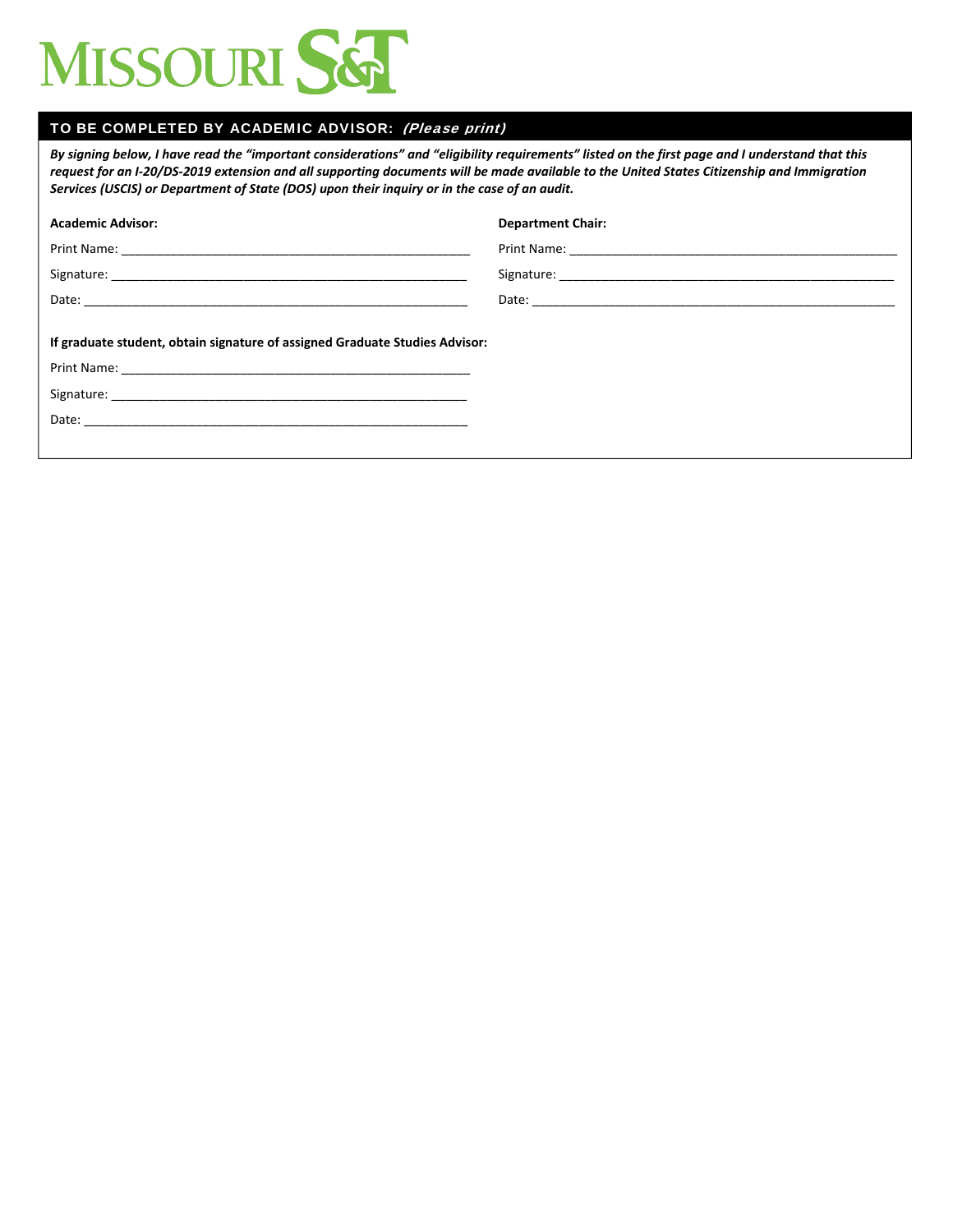MISSOURI S&T

## TO BE COMPLETED BY ACADEMIC ADVISOR: *(Please print)*

***By signing below, I have read the "important considerations" and "eligibility requirements" listed on the first page and I understand that this request for an I-20/DS-2019 extension and all supporting documents will be made available to the United States Citizenship and Immigration Services (USCIS) or Department of State (DOS) upon their inquiry or in the case of an audit.***

**Academic Advisor:**

Print Name: ____________________________________________________

Signature: ____________________________________________________

Date: ________________________________________________________

**Department Chair:**

Print Name: ____________________________________________________

Signature: ____________________________________________________

Date: ________________________________________________________

**If graduate student, obtain signature of assigned Graduate Studies Advisor:**

Print Name: ____________________________________________________

Signature: ____________________________________________________

Date: ________________________________________________________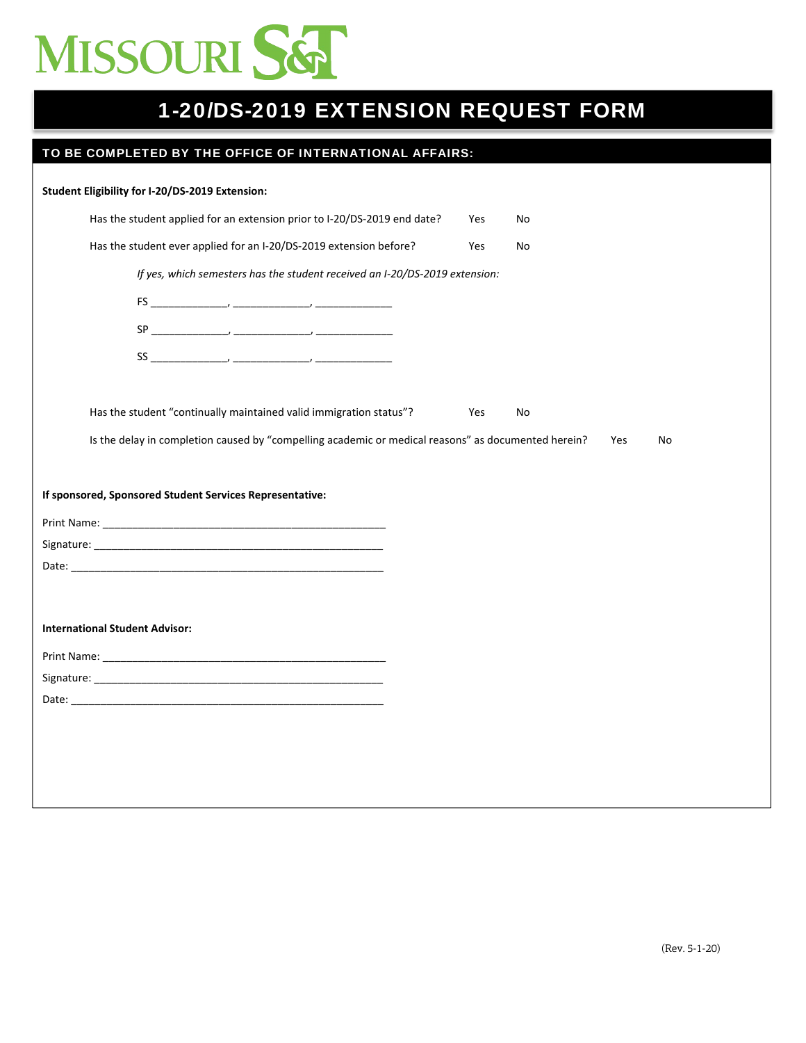MISSOURI S&T

# 1-20/DS-2019 EXTENSION REQUEST FORM

## TO BE COMPLETED BY THE OFFICE OF INTERNATIONAL AFFAIRS:

**Student Eligibility for I-20/DS-2019 Extension:**

Has the student applied for an extension prior to I-20/DS-2019 end date? Yes No

Has the student ever applied for an I-20/DS-2019 extension before? Yes No

*If yes, which semesters has the student received an I-20/DS-2019 extension:*

FS _____________, _____________, _____________

SP _____________, _____________, _____________

SS _____________, _____________, _____________

Has the student "continually maintained valid immigration status"? Yes No

Is the delay in completion caused by "compelling academic or medical reasons" as documented herein? Yes No

**If sponsored, Sponsored Student Services Representative:**

Print Name: ___________________________________________________

Signature: ___________________________________________________

Date: ________________________________________________________

**International Student Advisor:**

Print Name: ___________________________________________________

Signature: ___________________________________________________

Date: ________________________________________________________

(Rev. 5-1-20)